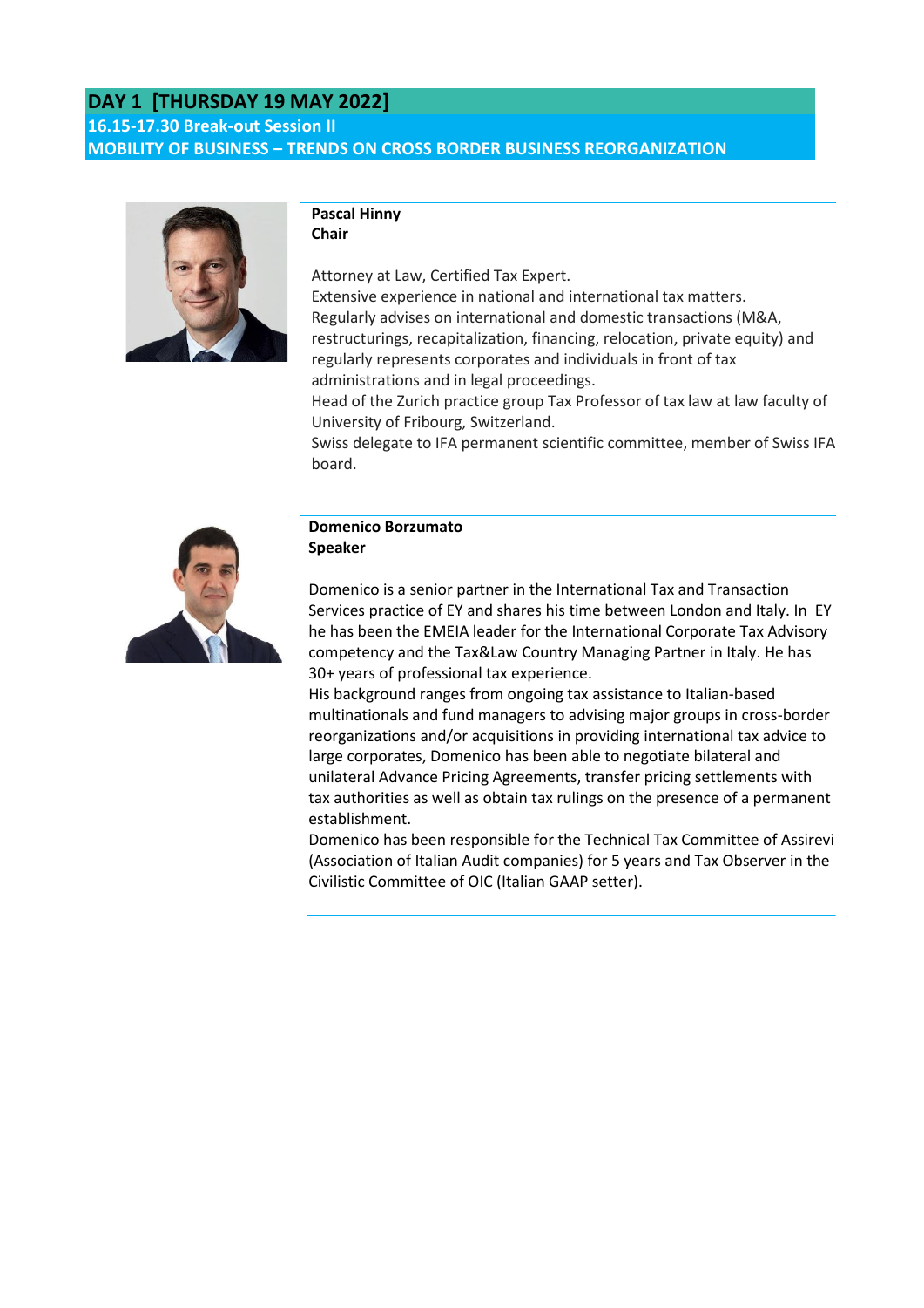## DAY 1 [THURSDAY 19 MAY 2022]

### 16.15-17.30 Break-out Session II

### MOBILITY OF BUSINESS – TRENDS ON CROSS BORDER BUSINESS REORGANIZATION

**Pascal Hinny**
**Chair**

Attorney at Law, Certified Tax Expert.
Extensive experience in national and international tax matters.
Regularly advises on international and domestic transactions (M&A, restructurings, recapitalization, financing, relocation, private equity) and regularly represents corporates and individuals in front of tax administrations and in legal proceedings.
Head of the Zurich practice group Tax Professor of tax law at law faculty of University of Fribourg, Switzerland.
Swiss delegate to IFA permanent scientific committee, member of Swiss IFA board.

**Domenico Borzumato**
**Speaker**

Domenico is a senior partner in the International Tax and Transaction Services practice of EY and shares his time between London and Italy. In EY he has been the EMEIA leader for the International Corporate Tax Advisory competency and the Tax&Law Country Managing Partner in Italy. He has 30+ years of professional tax experience.
His background ranges from ongoing tax assistance to Italian-based multinationals and fund managers to advising major groups in cross-border reorganizations and/or acquisitions in providing international tax advice to large corporates, Domenico has been able to negotiate bilateral and unilateral Advance Pricing Agreements, transfer pricing settlements with tax authorities as well as obtain tax rulings on the presence of a permanent establishment.
Domenico has been responsible for the Technical Tax Committee of Assirevi (Association of Italian Audit companies) for 5 years and Tax Observer in the Civilistic Committee of OIC (Italian GAAP setter).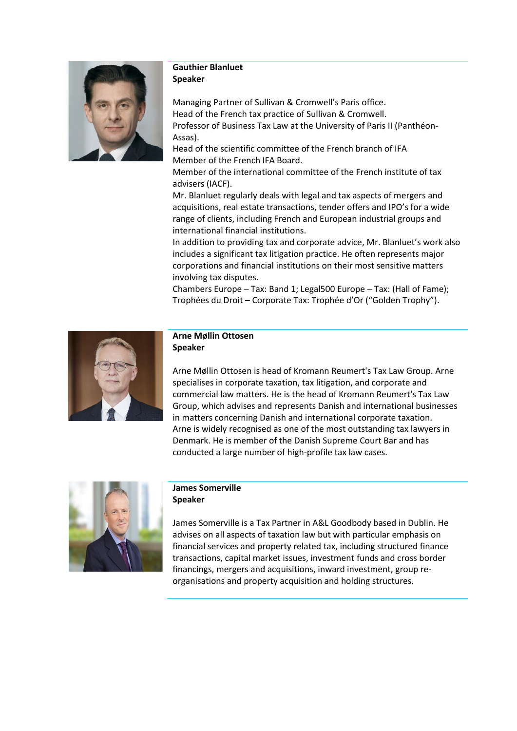**Gauthier Blanluet**
**Speaker**

Managing Partner of Sullivan & Cromwell's Paris office.
Head of the French tax practice of Sullivan & Cromwell.
Professor of Business Tax Law at the University of Paris II (Panthéon-Assas).
Head of the scientific committee of the French branch of IFA
Member of the French IFA Board.
Member of the international committee of the French institute of tax advisers (IACF).
Mr. Blanluet regularly deals with legal and tax aspects of mergers and acquisitions, real estate transactions, tender offers and IPO's for a wide range of clients, including French and European industrial groups and international financial institutions.
In addition to providing tax and corporate advice, Mr. Blanluet's work also includes a significant tax litigation practice. He often represents major corporations and financial institutions on their most sensitive matters involving tax disputes.
Chambers Europe – Tax: Band 1; Legal500 Europe – Tax: (Hall of Fame); Trophées du Droit – Corporate Tax: Trophée d'Or ("Golden Trophy").

---

**Arne Møllin Ottosen**
**Speaker**

Arne Møllin Ottosen is head of Kromann Reumert's Tax Law Group. Arne specialises in corporate taxation, tax litigation, and corporate and commercial law matters. He is the head of Kromann Reumert's Tax Law Group, which advises and represents Danish and international businesses in matters concerning Danish and international corporate taxation. Arne is widely recognised as one of the most outstanding tax lawyers in Denmark. He is member of the Danish Supreme Court Bar and has conducted a large number of high-profile tax law cases.

---

**James Somerville**
**Speaker**

James Somerville is a Tax Partner in A&L Goodbody based in Dublin. He advises on all aspects of taxation law but with particular emphasis on financial services and property related tax, including structured finance transactions, capital market issues, investment funds and cross border financings, mergers and acquisitions, inward investment, group re-organisations and property acquisition and holding structures.